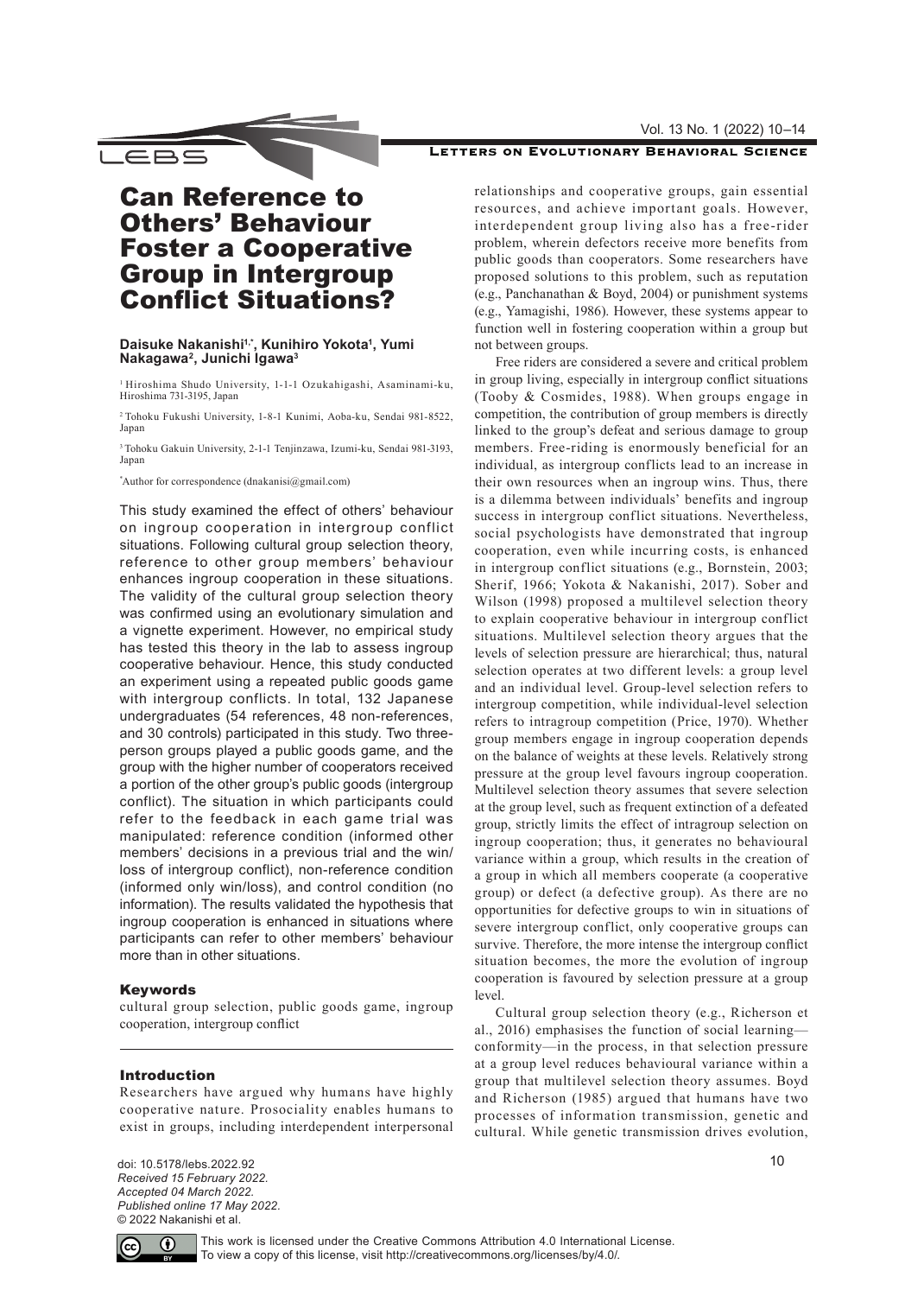# Can Reference to Others' Behaviour Foster a Cooperative Group in Intergroup Conflict Situations?

**Daisuke Nakanishi[1,*], Kunihiro Yokota[1], Yumi Nakagawa[2], Junichi Igawa[3]**

[1] Hiroshima Shudo University, 1-1-1 Ozukahigashi, Asaminami-ku, Hiroshima 731-3195, Japan

[2] Tohoku Fukushi University, 1-8-1 Kunimi, Aoba-ku, Sendai 981-8522, Japan

[3] Tohoku Gakuin University, 2-1-1 Tenjinzawa, Izumi-ku, Sendai 981-3193, Japan

*Author for correspondence (dnakanisi@gmail.com)

This study examined the effect of others' behaviour on ingroup cooperation in intergroup conflict situations. Following cultural group selection theory, reference to other group members' behaviour enhances ingroup cooperation in these situations. The validity of the cultural group selection theory was confirmed using an evolutionary simulation and a vignette experiment. However, no empirical study has tested this theory in the lab to assess ingroup cooperative behaviour. Hence, this study conducted an experiment using a repeated public goods game with intergroup conflicts. In total, 132 Japanese undergraduates (54 references, 48 non-references, and 30 controls) participated in this study. Two three-person groups played a public goods game, and the group with the higher number of cooperators received a portion of the other group's public goods (intergroup conflict). The situation in which participants could refer to the feedback in each game trial was manipulated: reference condition (informed other members' decisions in a previous trial and the win/loss of intergroup conflict), non-reference condition (informed only win/loss), and control condition (no information). The results validated the hypothesis that ingroup cooperation is enhanced in situations where participants can refer to other members' behaviour more than in other situations.

## Keywords

cultural group selection, public goods game, ingroup cooperation, intergroup conflict

## Introduction

Researchers have argued why humans have highly cooperative nature. Prosociality enables humans to exist in groups, including interdependent interpersonal relationships and cooperative groups, gain essential resources, and achieve important goals. However, interdependent group living also has a free-rider problem, wherein defectors receive more benefits from public goods than cooperators. Some researchers have proposed solutions to this problem, such as reputation (e.g., Panchanathan & Boyd, 2004) or punishment systems (e.g., Yamagishi, 1986). However, these systems appear to function well in fostering cooperation within a group but not between groups.

Free riders are considered a severe and critical problem in group living, especially in intergroup conflict situations (Tooby & Cosmides, 1988). When groups engage in competition, the contribution of group members is directly linked to the group's defeat and serious damage to group members. Free-riding is enormously beneficial for an individual, as intergroup conflicts lead to an increase in their own resources when an ingroup wins. Thus, there is a dilemma between individuals' benefits and ingroup success in intergroup conflict situations. Nevertheless, social psychologists have demonstrated that ingroup cooperation, even while incurring costs, is enhanced in intergroup conflict situations (e.g., Bornstein, 2003; Sherif, 1966; Yokota & Nakanishi, 2017). Sober and Wilson (1998) proposed a multilevel selection theory to explain cooperative behaviour in intergroup conflict situations. Multilevel selection theory argues that the levels of selection pressure are hierarchical; thus, natural selection operates at two different levels: a group level and an individual level. Group-level selection refers to intergroup competition, while individual-level selection refers to intragroup competition (Price, 1970). Whether group members engage in ingroup cooperation depends on the balance of weights at these levels. Relatively strong pressure at the group level favours ingroup cooperation. Multilevel selection theory assumes that severe selection at the group level, such as frequent extinction of a defeated group, strictly limits the effect of intragroup selection on ingroup cooperation; thus, it generates no behavioural variance within a group, which results in the creation of a group in which all members cooperate (a cooperative group) or defect (a defective group). As there are no opportunities for defective groups to win in situations of severe intergroup conflict, only cooperative groups can survive. Therefore, the more intense the intergroup conflict situation becomes, the more the evolution of ingroup cooperation is favoured by selection pressure at a group level.

Cultural group selection theory (e.g., Richerson et al., 2016) emphasises the function of social learning—conformity—in the process, in that selection pressure at a group level reduces behavioural variance within a group that multilevel selection theory assumes. Boyd and Richerson (1985) argued that humans have two processes of information transmission, genetic and cultural. While genetic transmission drives evolution,

doi: 10.5178/lebs.2022.92
*Received 15 February 2022.*
*Accepted 04 March 2022.*
*Published online 17 May 2022.*
© 2022 Nakanishi et al.

This work is licensed under the Creative Commons Attribution 4.0 International License. To view a copy of this license, visit http://creativecommons.org/licenses/by/4.0/.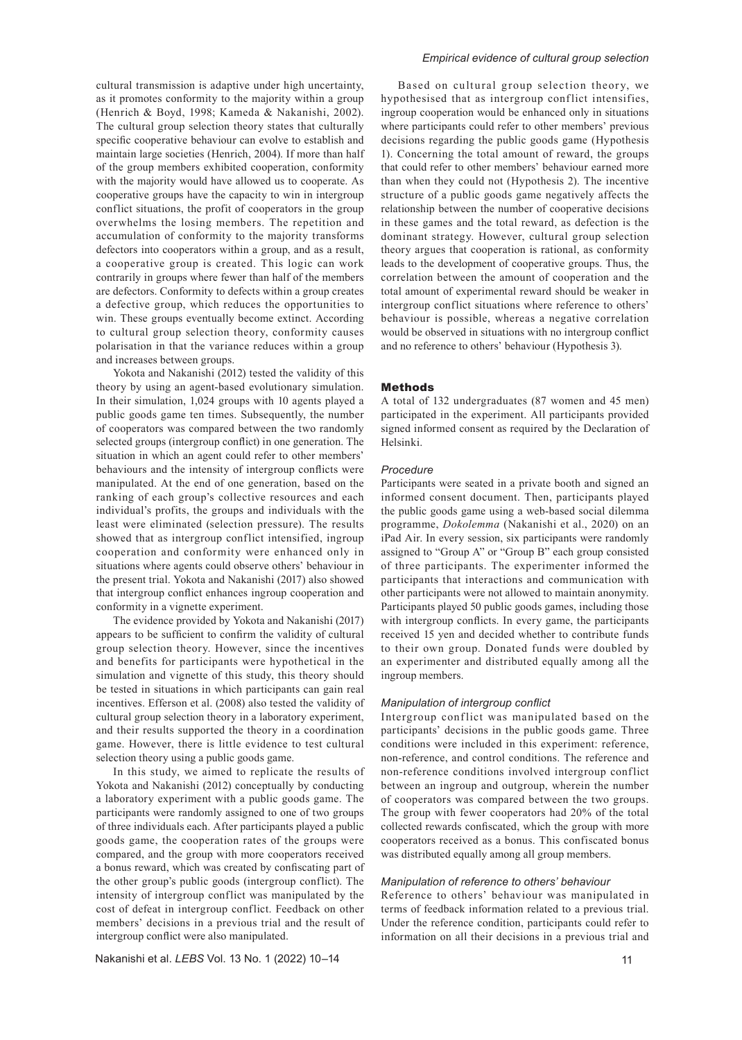cultural transmission is adaptive under high uncertainty, as it promotes conformity to the majority within a group (Henrich & Boyd, 1998; Kameda & Nakanishi, 2002). The cultural group selection theory states that culturally specific cooperative behaviour can evolve to establish and maintain large societies (Henrich, 2004). If more than half of the group members exhibited cooperation, conformity with the majority would have allowed us to cooperate. As cooperative groups have the capacity to win in intergroup conflict situations, the profit of cooperators in the group overwhelms the losing members. The repetition and accumulation of conformity to the majority transforms defectors into cooperators within a group, and as a result, a cooperative group is created. This logic can work contrarily in groups where fewer than half of the members are defectors. Conformity to defects within a group creates a defective group, which reduces the opportunities to win. These groups eventually become extinct. According to cultural group selection theory, conformity causes polarisation in that the variance reduces within a group and increases between groups.

Yokota and Nakanishi (2012) tested the validity of this theory by using an agent-based evolutionary simulation. In their simulation, 1,024 groups with 10 agents played a public goods game ten times. Subsequently, the number of cooperators was compared between the two randomly selected groups (intergroup conflict) in one generation. The situation in which an agent could refer to other members' behaviours and the intensity of intergroup conflicts were manipulated. At the end of one generation, based on the ranking of each group's collective resources and each individual's profits, the groups and individuals with the least were eliminated (selection pressure). The results showed that as intergroup conflict intensified, ingroup cooperation and conformity were enhanced only in situations where agents could observe others' behaviour in the present trial. Yokota and Nakanishi (2017) also showed that intergroup conflict enhances ingroup cooperation and conformity in a vignette experiment.

The evidence provided by Yokota and Nakanishi (2017) appears to be sufficient to confirm the validity of cultural group selection theory. However, since the incentives and benefits for participants were hypothetical in the simulation and vignette of this study, this theory should be tested in situations in which participants can gain real incentives. Efferson et al. (2008) also tested the validity of cultural group selection theory in a laboratory experiment, and their results supported the theory in a coordination game. However, there is little evidence to test cultural selection theory using a public goods game.

In this study, we aimed to replicate the results of Yokota and Nakanishi (2012) conceptually by conducting a laboratory experiment with a public goods game. The participants were randomly assigned to one of two groups of three individuals each. After participants played a public goods game, the cooperation rates of the groups were compared, and the group with more cooperators received a bonus reward, which was created by confiscating part of the other group's public goods (intergroup conflict). The intensity of intergroup conflict was manipulated by the cost of defeat in intergroup conflict. Feedback on other members' decisions in a previous trial and the result of intergroup conflict were also manipulated.

Based on cultural group selection theory, we hypothesised that as intergroup conflict intensifies, ingroup cooperation would be enhanced only in situations where participants could refer to other members' previous decisions regarding the public goods game (Hypothesis 1). Concerning the total amount of reward, the groups that could refer to other members' behaviour earned more than when they could not (Hypothesis 2). The incentive structure of a public goods game negatively affects the relationship between the number of cooperative decisions in these games and the total reward, as defection is the dominant strategy. However, cultural group selection theory argues that cooperation is rational, as conformity leads to the development of cooperative groups. Thus, the correlation between the amount of cooperation and the total amount of experimental reward should be weaker in intergroup conflict situations where reference to others' behaviour is possible, whereas a negative correlation would be observed in situations with no intergroup conflict and no reference to others' behaviour (Hypothesis 3).

## Methods

A total of 132 undergraduates (87 women and 45 men) participated in the experiment. All participants provided signed informed consent as required by the Declaration of Helsinki.

### *Procedure*

Participants were seated in a private booth and signed an informed consent document. Then, participants played the public goods game using a web-based social dilemma programme, *Dokolemma* (Nakanishi et al., 2020) on an iPad Air. In every session, six participants were randomly assigned to "Group A" or "Group B" each group consisted of three participants. The experimenter informed the participants that interactions and communication with other participants were not allowed to maintain anonymity. Participants played 50 public goods games, including those with intergroup conflicts. In every game, the participants received 15 yen and decided whether to contribute funds to their own group. Donated funds were doubled by an experimenter and distributed equally among all the ingroup members.

### *Manipulation of intergroup conflict*

Intergroup conflict was manipulated based on the participants' decisions in the public goods game. Three conditions were included in this experiment: reference, non-reference, and control conditions. The reference and non-reference conditions involved intergroup conflict between an ingroup and outgroup, wherein the number of cooperators was compared between the two groups. The group with fewer cooperators had 20% of the total collected rewards confiscated, which the group with more cooperators received as a bonus. This confiscated bonus was distributed equally among all group members.

### *Manipulation of reference to others' behaviour*

Reference to others' behaviour was manipulated in terms of feedback information related to a previous trial. Under the reference condition, participants could refer to information on all their decisions in a previous trial and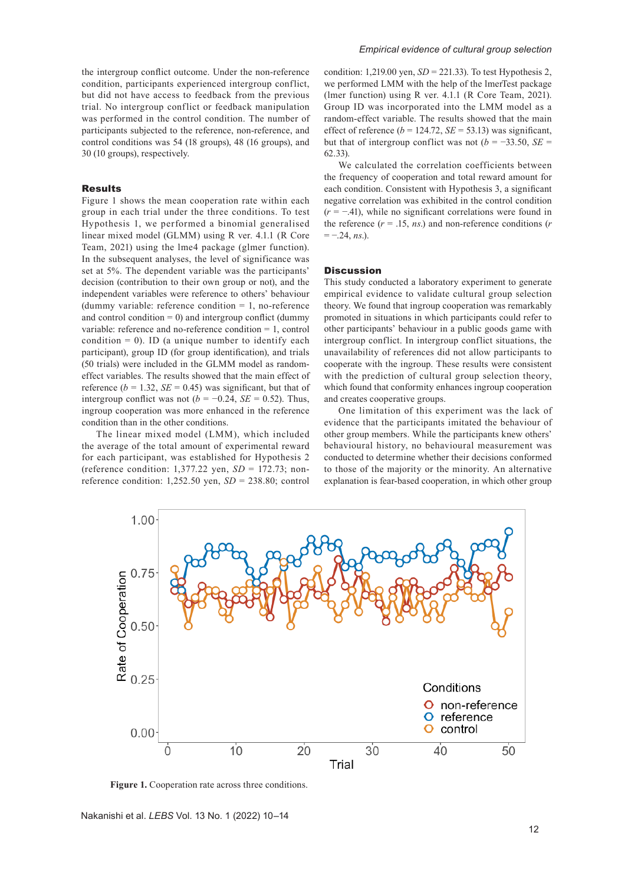the intergroup conflict outcome. Under the non-reference condition, participants experienced intergroup conflict, but did not have access to feedback from the previous trial. No intergroup conflict or feedback manipulation was performed in the control condition. The number of participants subjected to the reference, non-reference, and control conditions was 54 (18 groups), 48 (16 groups), and 30 (10 groups), respectively.

## Results

Figure 1 shows the mean cooperation rate within each group in each trial under the three conditions. To test Hypothesis 1, we performed a binomial generalised linear mixed model (GLMM) using R ver. 4.1.1 (R Core Team, 2021) using the lme4 package (glmer function). In the subsequent analyses, the level of significance was set at 5%. The dependent variable was the participants' decision (contribution to their own group or not), and the independent variables were reference to others' behaviour (dummy variable: reference condition = 1, no-reference and control condition = 0) and intergroup conflict (dummy variable: reference and no-reference condition = 1, control condition = 0). ID (a unique number to identify each participant), group ID (for group identification), and trials (50 trials) were included in the GLMM model as random-effect variables. The results showed that the main effect of reference ($b$ = 1.32, $SE$ = 0.45) was significant, but that of intergroup conflict was not ($b$ = −0.24, $SE$ = 0.52). Thus, ingroup cooperation was more enhanced in the reference condition than in the other conditions.

The linear mixed model (LMM), which included the average of the total amount of experimental reward for each participant, was established for Hypothesis 2 (reference condition: 1,377.22 yen, $SD$ = 172.73; non-reference condition: 1,252.50 yen, $SD$ = 238.80; control condition: 1,219.00 yen, $SD$ = 221.33). To test Hypothesis 2, we performed LMM with the help of the lmerTest package (lmer function) using R ver. 4.1.1 (R Core Team, 2021). Group ID was incorporated into the LMM model as a random-effect variable. The results showed that the main effect of reference ($b$ = 124.72, $SE$ = 53.13) was significant, but that of intergroup conflict was not ($b$ = −33.50, $SE$ = 62.33).

We calculated the correlation coefficients between the frequency of cooperation and total reward amount for each condition. Consistent with Hypothesis 3, a significant negative correlation was exhibited in the control condition ($r$ = −.41), while no significant correlations were found in the reference ($r$ = .15, *ns.*) and non-reference conditions ($r$ = −.24, *ns.*).

## Discussion

This study conducted a laboratory experiment to generate empirical evidence to validate cultural group selection theory. We found that ingroup cooperation was remarkably promoted in situations in which participants could refer to other participants' behaviour in a public goods game with intergroup conflict. In intergroup conflict situations, the unavailability of references did not allow participants to cooperate with the ingroup. These results were consistent with the prediction of cultural group selection theory, which found that conformity enhances ingroup cooperation and creates cooperative groups.

One limitation of this experiment was the lack of evidence that the participants imitated the behaviour of other group members. While the participants knew others' behavioural history, no behavioural measurement was conducted to determine whether their decisions conformed to those of the majority or the minority. An alternative explanation is fear-based cooperation, in which other group

Rate of Cooperation
1.00
0.75
0.50
0.25
0.00
0
10
20
30
40
50
Trial
Conditions
non-reference
reference
control

**Figure 1.** Cooperation rate across three conditions.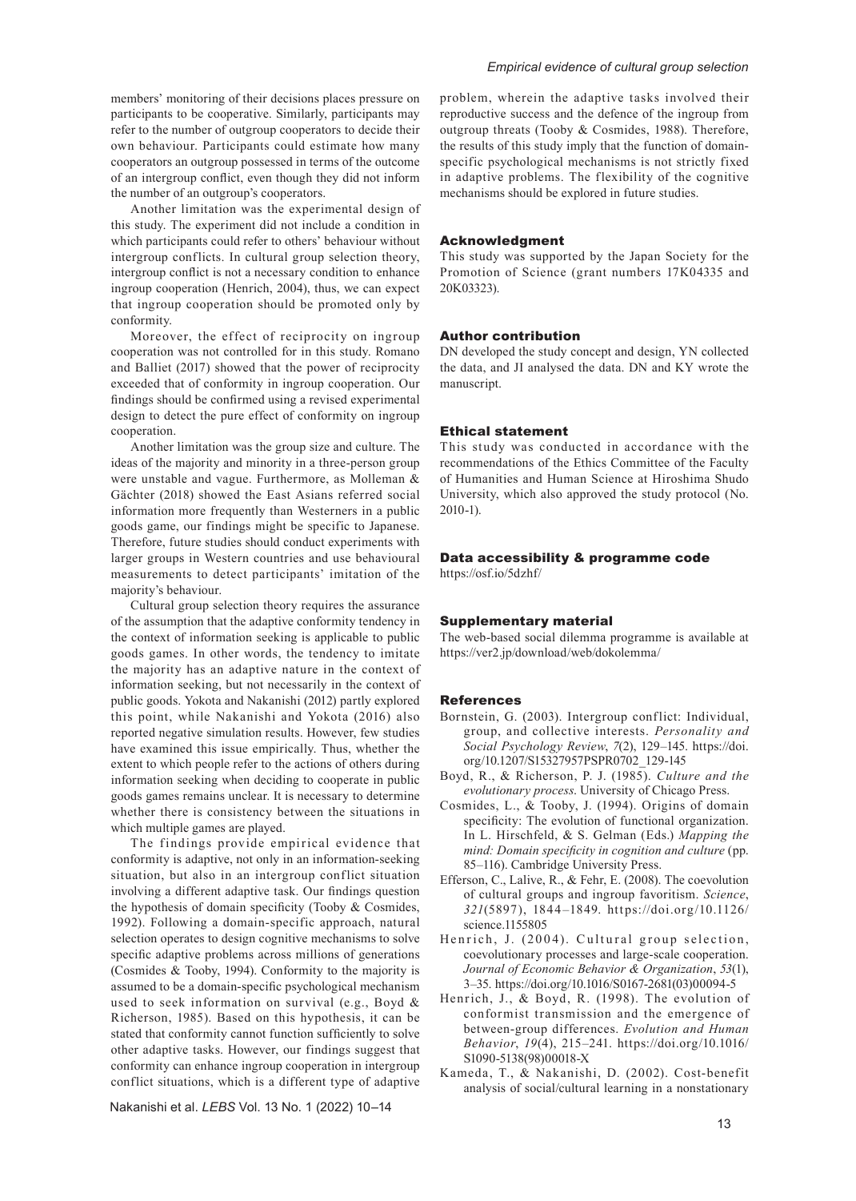members' monitoring of their decisions places pressure on participants to be cooperative. Similarly, participants may refer to the number of outgroup cooperators to decide their own behaviour. Participants could estimate how many cooperators an outgroup possessed in terms of the outcome of an intergroup conflict, even though they did not inform the number of an outgroup's cooperators.

Another limitation was the experimental design of this study. The experiment did not include a condition in which participants could refer to others' behaviour without intergroup conflicts. In cultural group selection theory, intergroup conflict is not a necessary condition to enhance ingroup cooperation (Henrich, 2004), thus, we can expect that ingroup cooperation should be promoted only by conformity.

Moreover, the effect of reciprocity on ingroup cooperation was not controlled for in this study. Romano and Balliet (2017) showed that the power of reciprocity exceeded that of conformity in ingroup cooperation. Our findings should be confirmed using a revised experimental design to detect the pure effect of conformity on ingroup cooperation.

Another limitation was the group size and culture. The ideas of the majority and minority in a three-person group were unstable and vague. Furthermore, as Molleman & Gächter (2018) showed the East Asians referred social information more frequently than Westerners in a public goods game, our findings might be specific to Japanese. Therefore, future studies should conduct experiments with larger groups in Western countries and use behavioural measurements to detect participants' imitation of the majority's behaviour.

Cultural group selection theory requires the assurance of the assumption that the adaptive conformity tendency in the context of information seeking is applicable to public goods games. In other words, the tendency to imitate the majority has an adaptive nature in the context of information seeking, but not necessarily in the context of public goods. Yokota and Nakanishi (2012) partly explored this point, while Nakanishi and Yokota (2016) also reported negative simulation results. However, few studies have examined this issue empirically. Thus, whether the extent to which people refer to the actions of others during information seeking when deciding to cooperate in public goods games remains unclear. It is necessary to determine whether there is consistency between the situations in which multiple games are played.

The findings provide empirical evidence that conformity is adaptive, not only in an information-seeking situation, but also in an intergroup conflict situation involving a different adaptive task. Our findings question the hypothesis of domain specificity (Tooby & Cosmides, 1992). Following a domain-specific approach, natural selection operates to design cognitive mechanisms to solve specific adaptive problems across millions of generations (Cosmides & Tooby, 1994). Conformity to the majority is assumed to be a domain-specific psychological mechanism used to seek information on survival (e.g., Boyd & Richerson, 1985). Based on this hypothesis, it can be stated that conformity cannot function sufficiently to solve other adaptive tasks. However, our findings suggest that conformity can enhance ingroup cooperation in intergroup conflict situations, which is a different type of adaptive problem, wherein the adaptive tasks involved their reproductive success and the defence of the ingroup from outgroup threats (Tooby & Cosmides, 1988). Therefore, the results of this study imply that the function of domain-specific psychological mechanisms is not strictly fixed in adaptive problems. The flexibility of the cognitive mechanisms should be explored in future studies.

## Acknowledgment

This study was supported by the Japan Society for the Promotion of Science (grant numbers 17K04335 and 20K03323).

## Author contribution

DN developed the study concept and design, YN collected the data, and JI analysed the data. DN and KY wrote the manuscript.

## Ethical statement

This study was conducted in accordance with the recommendations of the Ethics Committee of the Faculty of Humanities and Human Science at Hiroshima Shudo University, which also approved the study protocol (No. 2010-1).

## Data accessibility & programme code

https://osf.io/5dzhf/

## Supplementary material

The web-based social dilemma programme is available at https://ver2.jp/download/web/dokolemma/

## References

- Bornstein, G. (2003). Intergroup conflict: Individual, group, and collective interests. *Personality and Social Psychology Review*, *7*(2), 129–145. https://doi.org/10.1207/S15327957PSPR0702_129-145
- Boyd, R., & Richerson, P. J. (1985). *Culture and the evolutionary process*. University of Chicago Press.
- Cosmides, L., & Tooby, J. (1994). Origins of domain specificity: The evolution of functional organization. In L. Hirschfeld, & S. Gelman (Eds.) *Mapping the mind: Domain specificity in cognition and culture* (pp. 85–116). Cambridge University Press.
- Efferson, C., Lalive, R., & Fehr, E. (2008). The coevolution of cultural groups and ingroup favoritism. *Science*, *321*(5897), 1844–1849. https://doi.org/10.1126/science.1155805
- Henrich, J. (2004). Cultural group selection, coevolutionary processes and large-scale cooperation. *Journal of Economic Behavior & Organization*, *53*(1), 3–35. https://doi.org/10.1016/S0167-2681(03)00094-5
- Henrich, J., & Boyd, R. (1998). The evolution of conformist transmission and the emergence of between-group differences. *Evolution and Human Behavior*, *19*(4), 215–241. https://doi.org/10.1016/S1090-5138(98)00018-X
- Kameda, T., & Nakanishi, D. (2002). Cost-benefit analysis of social/cultural learning in a nonstationary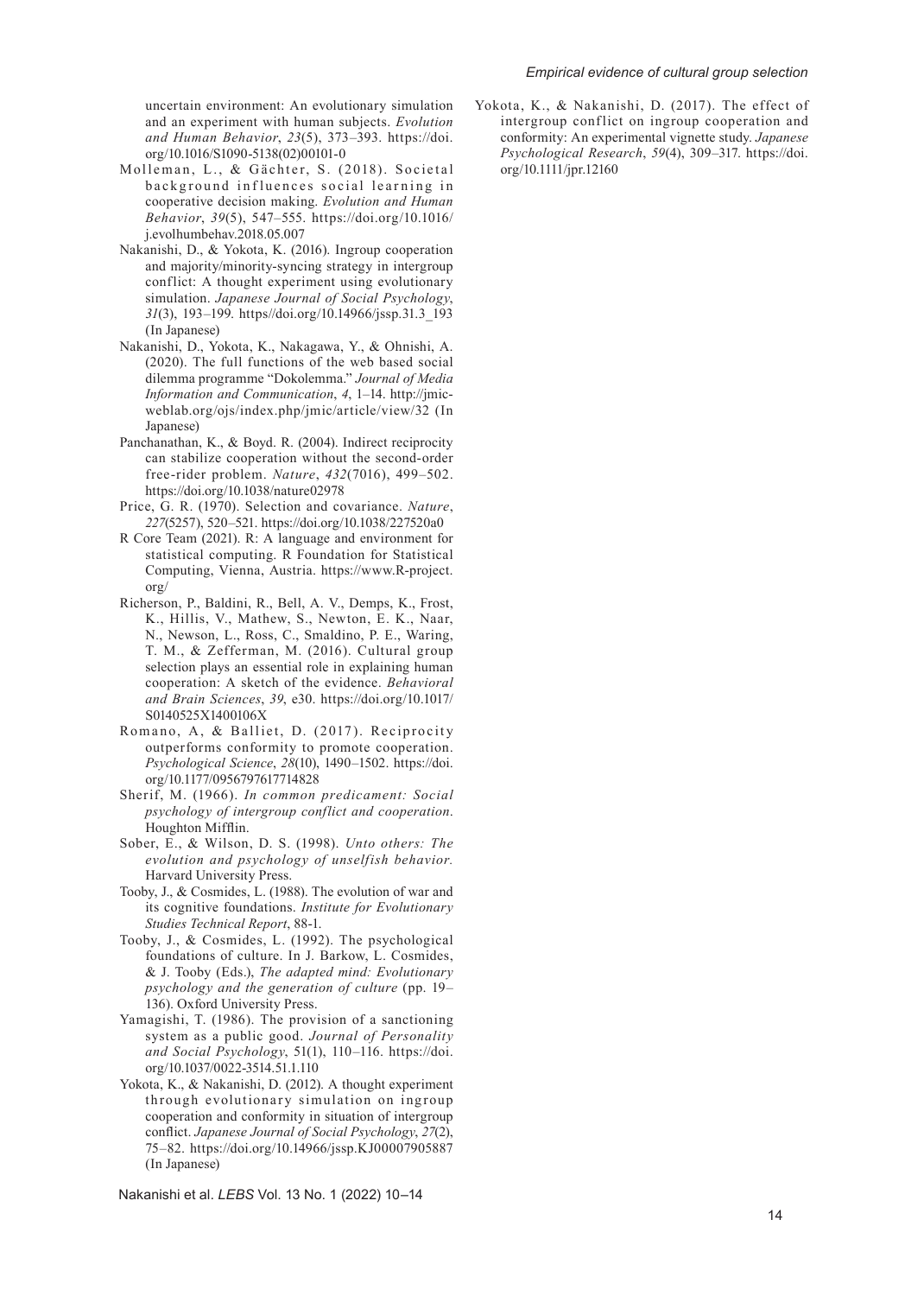uncertain environment: An evolutionary simulation and an experiment with human subjects. *Evolution and Human Behavior*, *23*(5), 373–393. https://doi.org/10.1016/S1090-5138(02)00101-0

Molleman, L., & Gächter, S. (2018). Societal background influences social learning in cooperative decision making. *Evolution and Human Behavior*, *39*(5), 547–555. https://doi.org/10.1016/j.evolhumbehav.2018.05.007

Nakanishi, D., & Yokota, K. (2016). Ingroup cooperation and majority/minority-syncing strategy in intergroup conflict: A thought experiment using evolutionary simulation. *Japanese Journal of Social Psychology*, *31*(3), 193–199. https//doi.org/10.14966/jssp.31.3_193 (In Japanese)

Nakanishi, D., Yokota, K., Nakagawa, Y., & Ohnishi, A. (2020). The full functions of the web based social dilemma programme "Dokolemma." *Journal of Media Information and Communication*, *4*, 1–14. http://jmic-weblab.org/ojs/index.php/jmic/article/view/32 (In Japanese)

Panchanathan, K., & Boyd. R. (2004). Indirect reciprocity can stabilize cooperation without the second-order free-rider problem. *Nature*, *432*(7016), 499–502. https://doi.org/10.1038/nature02978

Price, G. R. (1970). Selection and covariance. *Nature*, *227*(5257), 520–521. https://doi.org/10.1038/227520a0

R Core Team (2021). R: A language and environment for statistical computing. R Foundation for Statistical Computing, Vienna, Austria. https://www.R-project.org/

Richerson, P., Baldini, R., Bell, A. V., Demps, K., Frost, K., Hillis, V., Mathew, S., Newton, E. K., Naar, N., Newson, L., Ross, C., Smaldino, P. E., Waring, T. M., & Zefferman, M. (2016). Cultural group selection plays an essential role in explaining human cooperation: A sketch of the evidence. *Behavioral and Brain Sciences*, *39*, e30. https://doi.org/10.1017/S0140525X1400106X

Romano, A, & Balliet, D. (2017). Reciprocity outperforms conformity to promote cooperation. *Psychological Science*, *28*(10), 1490–1502. https://doi.org/10.1177/0956797617714828

Sherif, M. (1966). *In common predicament: Social psychology of intergroup conflict and cooperation*. Houghton Mifflin.

Sober, E., & Wilson, D. S. (1998). *Unto others: The evolution and psychology of unselfish behavior.* Harvard University Press.

Tooby, J., & Cosmides, L. (1988). The evolution of war and its cognitive foundations. *Institute for Evolutionary Studies Technical Report*, 88-1.

Tooby, J., & Cosmides, L. (1992). The psychological foundations of culture. In J. Barkow, L. Cosmides, & J. Tooby (Eds.), *The adapted mind: Evolutionary psychology and the generation of culture* (pp. 19–136). Oxford University Press.

Yamagishi, T. (1986). The provision of a sanctioning system as a public good. *Journal of Personality and Social Psychology*, 51(1), 110–116. https://doi.org/10.1037/0022-3514.51.1.110

Yokota, K., & Nakanishi, D. (2012). A thought experiment through evolutionary simulation on ingroup cooperation and conformity in situation of intergroup conflict. *Japanese Journal of Social Psychology*, *27*(2), 75–82. https://doi.org/10.14966/jssp.KJ00007905887 (In Japanese)

Yokota, K., & Nakanishi, D. (2017). The effect of intergroup conflict on ingroup cooperation and conformity: An experimental vignette study. *Japanese Psychological Research*, *59*(4), 309–317. https://doi.org/10.1111/jpr.12160